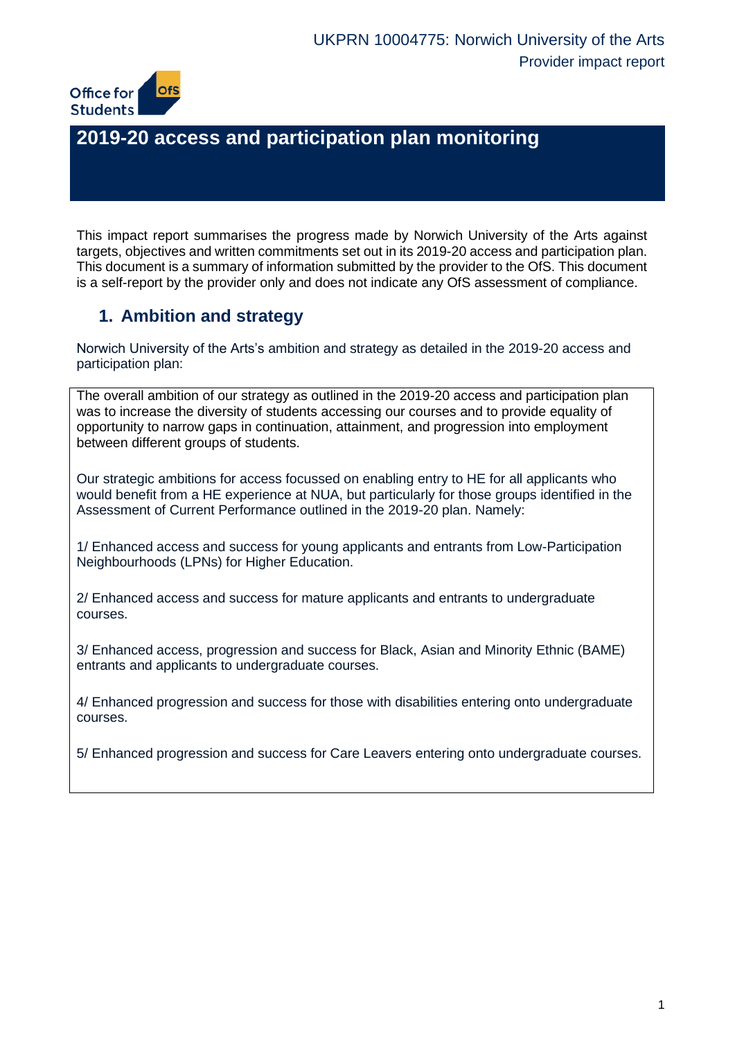UKPRN 10004775: Norwich University of the Arts
Provider impact report

# 2019-20 access and participation plan monitoring

This impact report summarises the progress made by Norwich University of the Arts against targets, objectives and written commitments set out in its 2019-20 access and participation plan. This document is a summary of information submitted by the provider to the OfS. This document is a self-report by the provider only and does not indicate any OfS assessment of compliance.

## 1. Ambition and strategy

Norwich University of the Arts's ambition and strategy as detailed in the 2019-20 access and participation plan:

The overall ambition of our strategy as outlined in the 2019-20 access and participation plan was to increase the diversity of students accessing our courses and to provide equality of opportunity to narrow gaps in continuation, attainment, and progression into employment between different groups of students.

Our strategic ambitions for access focussed on enabling entry to HE for all applicants who would benefit from a HE experience at NUA, but particularly for those groups identified in the Assessment of Current Performance outlined in the 2019-20 plan. Namely:

1/ Enhanced access and success for young applicants and entrants from Low-Participation Neighbourhoods (LPNs) for Higher Education.

2/ Enhanced access and success for mature applicants and entrants to undergraduate courses.

3/ Enhanced access, progression and success for Black, Asian and Minority Ethnic (BAME) entrants and applicants to undergraduate courses.

4/ Enhanced progression and success for those with disabilities entering onto undergraduate courses.

5/ Enhanced progression and success for Care Leavers entering onto undergraduate courses.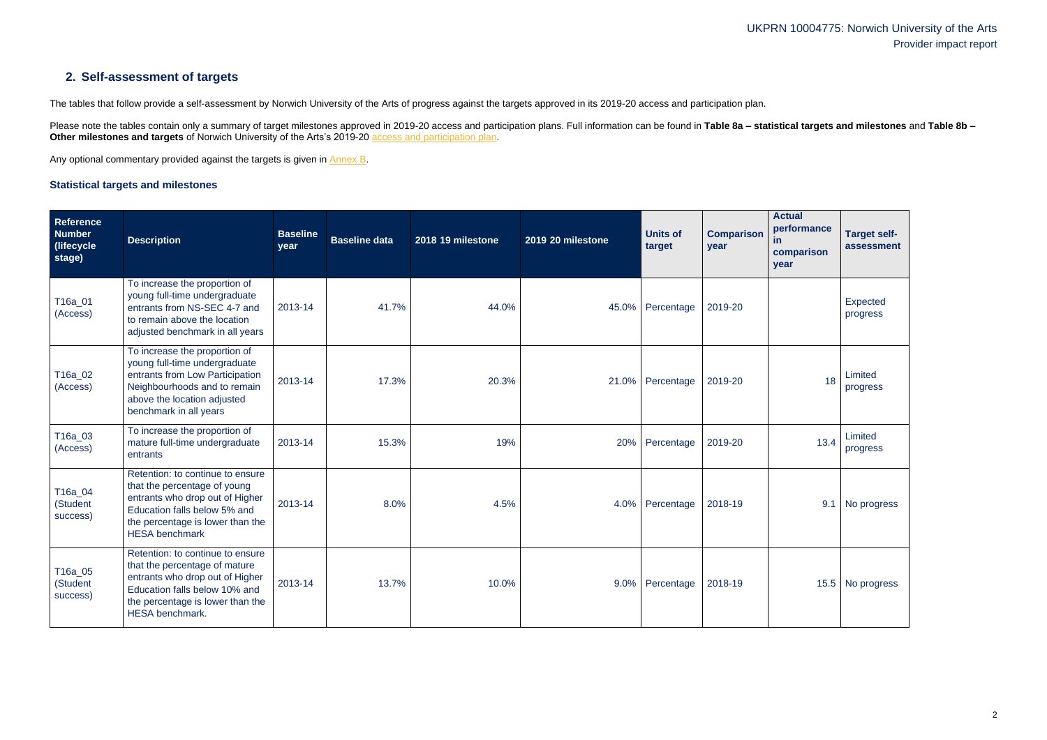## 2. Self-assessment of targets

The tables that follow provide a self-assessment by Norwich University of the Arts of progress against the targets approved in its 2019-20 access and participation plan.

Please note the tables contain only a summary of target milestones approved in 2019-20 access and participation plans. Full information can be found in **Table 8a – statistical targets and milestones** and **Table 8b – Other milestones and targets** of Norwich University of the Arts's 2019-20 access and participation plan.

Any optional commentary provided against the targets is given in Annex B.

### Statistical targets and milestones

| Reference Number (lifecycle stage) | Description | Baseline year | Baseline data | 2018 19 milestone | 2019 20 milestone | Units of target | Comparison year | Actual performance in comparison year | Target self-assessment |
|---|---|---|---|---|---|---|---|---|---|
| T16a_01 (Access) | To increase the proportion of young full-time undergraduate entrants from NS-SEC 4-7 and to remain above the location adjusted benchmark in all years | 2013-14 | 41.7% | 44.0% | 45.0% | Percentage | 2019-20 | | Expected progress |
| T16a_02 (Access) | To increase the proportion of young full-time undergraduate entrants from Low Participation Neighbourhoods and to remain above the location adjusted benchmark in all years | 2013-14 | 17.3% | 20.3% | 21.0% | Percentage | 2019-20 | 18 | Limited progress |
| T16a_03 (Access) | To increase the proportion of mature full-time undergraduate entrants | 2013-14 | 15.3% | 19% | 20% | Percentage | 2019-20 | 13.4 | Limited progress |
| T16a_04 (Student success) | Retention: to continue to ensure that the percentage of young entrants who drop out of Higher Education falls below 5% and the percentage is lower than the HESA benchmark | 2013-14 | 8.0% | 4.5% | 4.0% | Percentage | 2018-19 | 9.1 | No progress |
| T16a_05 (Student success) | Retention: to continue to ensure that the percentage of mature entrants who drop out of Higher Education falls below 10% and the percentage is lower than the HESA benchmark. | 2013-14 | 13.7% | 10.0% | 9.0% | Percentage | 2018-19 | 15.5 | No progress |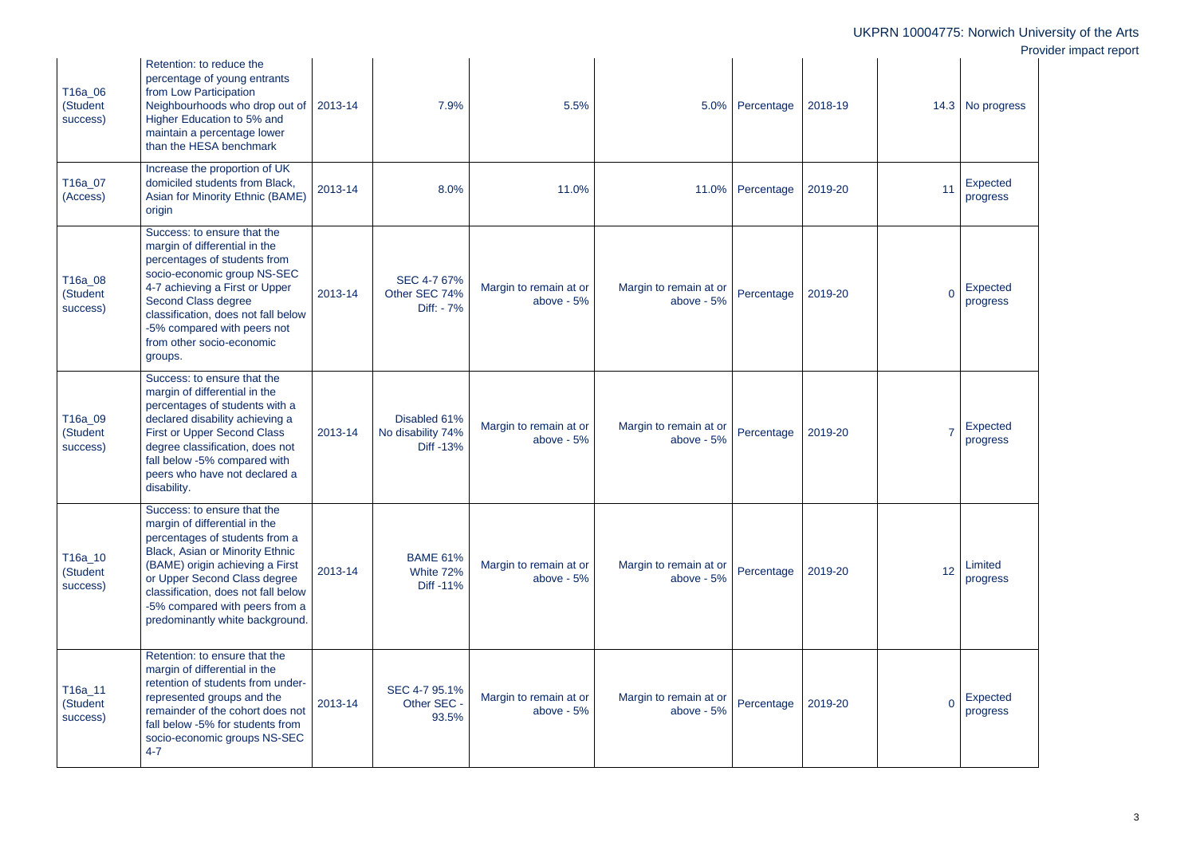| | | | | | | | | | |
|---|---|---|---|---|---|---|---|---|---|
| T16a_06 (Student success) | Retention: to reduce the percentage of young entrants from Low Participation Neighbourhoods who drop out of Higher Education to 5% and maintain a percentage lower than the HESA benchmark | 2013-14 | 7.9% | 5.5% | 5.0% | Percentage | 2018-19 | 14.3 | No progress |
| T16a_07 (Access) | Increase the proportion of UK domiciled students from Black, Asian for Minority Ethnic (BAME) origin | 2013-14 | 8.0% | 11.0% | 11.0% | Percentage | 2019-20 | 11 | Expected progress |
| T16a_08 (Student success) | Success: to ensure that the margin of differential in the percentages of students from socio-economic group NS-SEC 4-7 achieving a First or Upper Second Class degree classification, does not fall below -5% compared with peers not from other socio-economic groups. | 2013-14 | SEC 4-7 67% Other SEC 74% Diff: - 7% | Margin to remain at or above - 5% | Margin to remain at or above - 5% | Percentage | 2019-20 | 0 | Expected progress |
| T16a_09 (Student success) | Success: to ensure that the margin of differential in the percentages of students with a declared disability achieving a First or Upper Second Class degree classification, does not fall below -5% compared with peers who have not declared a disability. | 2013-14 | Disabled 61% No disability 74% Diff -13% | Margin to remain at or above - 5% | Margin to remain at or above - 5% | Percentage | 2019-20 | 7 | Expected progress |
| T16a_10 (Student success) | Success: to ensure that the margin of differential in the percentages of students from a Black, Asian or Minority Ethnic (BAME) origin achieving a First or Upper Second Class degree classification, does not fall below -5% compared with peers from a predominantly white background. | 2013-14 | BAME 61% White 72% Diff -11% | Margin to remain at or above - 5% | Margin to remain at or above - 5% | Percentage | 2019-20 | 12 | Limited progress |
| T16a_11 (Student success) | Retention: to ensure that the margin of differential in the retention of students from under-represented groups and the remainder of the cohort does not fall below -5% for students from socio-economic groups NS-SEC 4-7 | 2013-14 | SEC 4-7 95.1% Other SEC - 93.5% | Margin to remain at or above - 5% | Margin to remain at or above - 5% | Percentage | 2019-20 | 0 | Expected progress |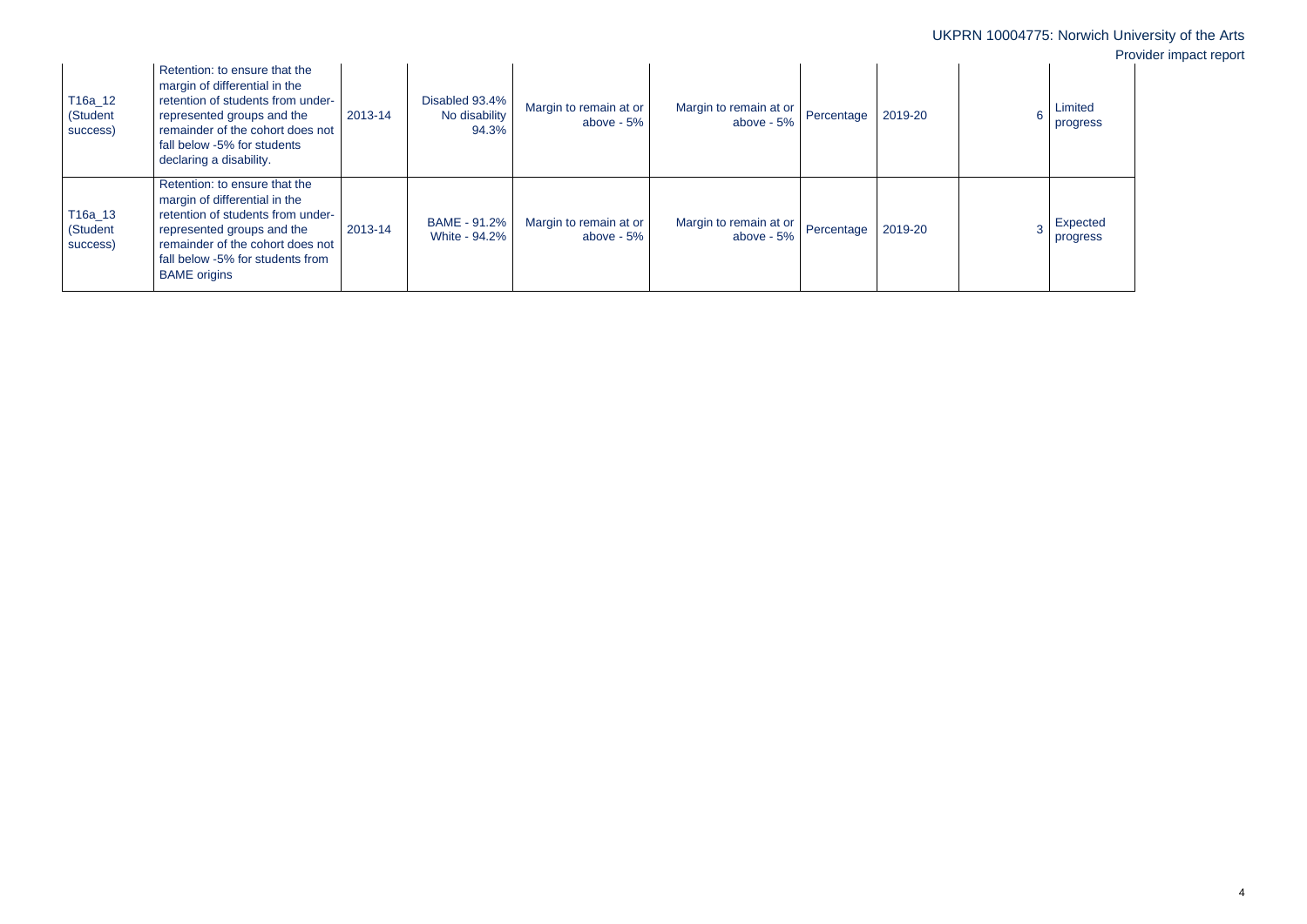| T16a_12 (Student success) | Retention: to ensure that the margin of differential in the retention of students from under-represented groups and the remainder of the cohort does not fall below -5% for students declaring a disability. | 2013-14 | Disabled 93.4% No disability 94.3% | Margin to remain at or above - 5% | Margin to remain at or above - 5% | Percentage | 2019-20 | 6 | Limited progress |
|---|---|---|---|---|---|---|---|---|---|
| T16a_13 (Student success) | Retention: to ensure that the margin of differential in the retention of students from under-represented groups and the remainder of the cohort does not fall below -5% for students from BAME origins | 2013-14 | BAME - 91.2% White - 94.2% | Margin to remain at or above - 5% | Margin to remain at or above - 5% | Percentage | 2019-20 | 3 | Expected progress |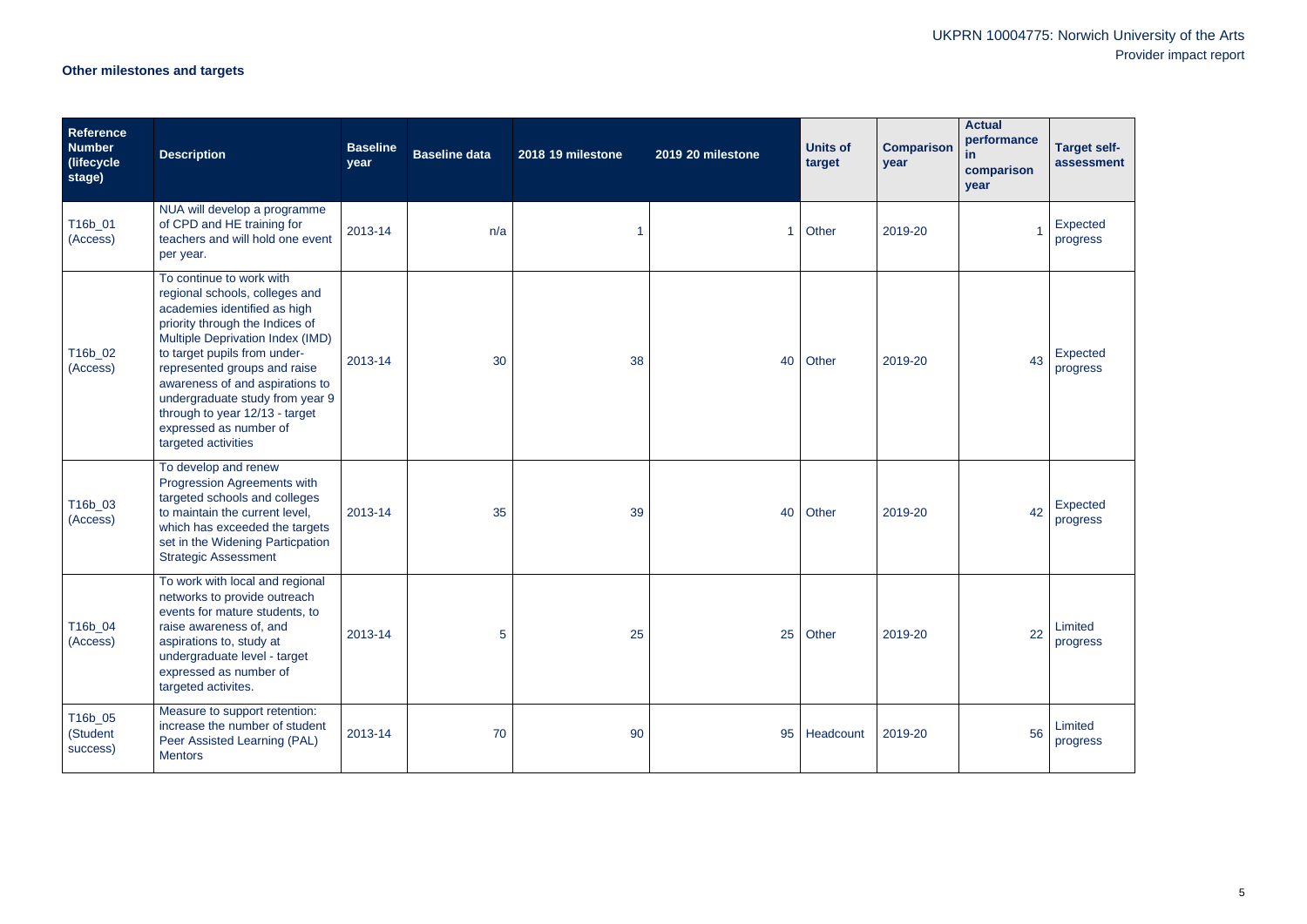### Other milestones and targets

| Reference Number (lifecycle stage) | Description | Baseline year | Baseline data | 2018 19 milestone | 2019 20 milestone | Units of target | Comparison year | Actual performance in comparison year | Target self-assessment |
|---|---|---|---|---|---|---|---|---|---|
| T16b_01 (Access) | NUA will develop a programme of CPD and HE training for teachers and will hold one event per year. | 2013-14 | n/a | 1 | 1 | Other | 2019-20 | 1 | Expected progress |
| T16b_02 (Access) | To continue to work with regional schools, colleges and academies identified as high priority through the Indices of Multiple Deprivation Index (IMD) to target pupils from under-represented groups and raise awareness of and aspirations to undergraduate study from year 9 through to year 12/13 - target expressed as number of targeted activities | 2013-14 | 30 | 38 | 40 | Other | 2019-20 | 43 | Expected progress |
| T16b_03 (Access) | To develop and renew Progression Agreements with targeted schools and colleges to maintain the current level, which has exceeded the targets set in the Widening Particpation Strategic Assessment | 2013-14 | 35 | 39 | 40 | Other | 2019-20 | 42 | Expected progress |
| T16b_04 (Access) | To work with local and regional networks to provide outreach events for mature students, to raise awareness of, and aspirations to, study at undergraduate level - target expressed as number of targeted activites. | 2013-14 | 5 | 25 | 25 | Other | 2019-20 | 22 | Limited progress |
| T16b_05 (Student success) | Measure to support retention: increase the number of student Peer Assisted Learning (PAL) Mentors | 2013-14 | 70 | 90 | 95 | Headcount | 2019-20 | 56 | Limited progress |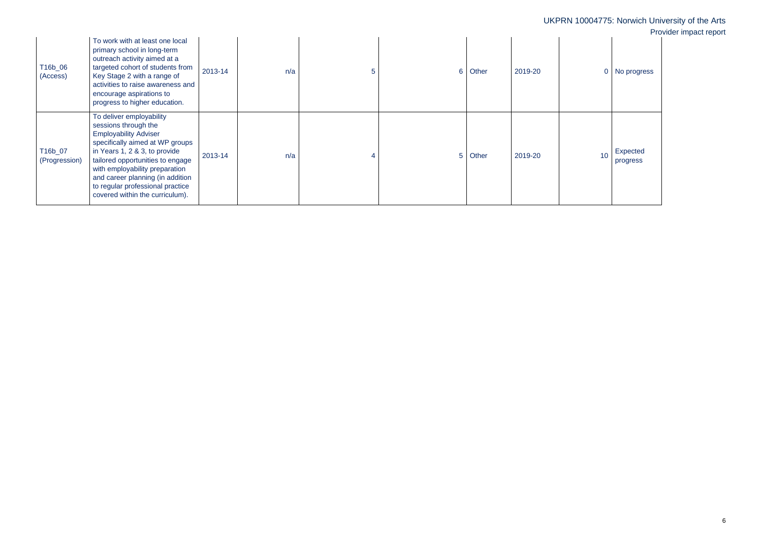| | | | | | | | | | |
|---|---|---|---|---|---|---|---|---|---|
| T16b_06 (Access) | To work with at least one local primary school in long-term outreach activity aimed at a targeted cohort of students from Key Stage 2 with a range of activities to raise awareness and encourage aspirations to progress to higher education. | 2013-14 | n/a | 5 | 6 | Other | 2019-20 | 0 | No progress |
| T16b_07 (Progression) | To deliver employability sessions through the Employability Adviser specifically aimed at WP groups in Years 1, 2 & 3, to provide tailored opportunities to engage with employability preparation and career planning (in addition to regular professional practice covered within the curriculum). | 2013-14 | n/a | 4 | 5 | Other | 2019-20 | 10 | Expected progress |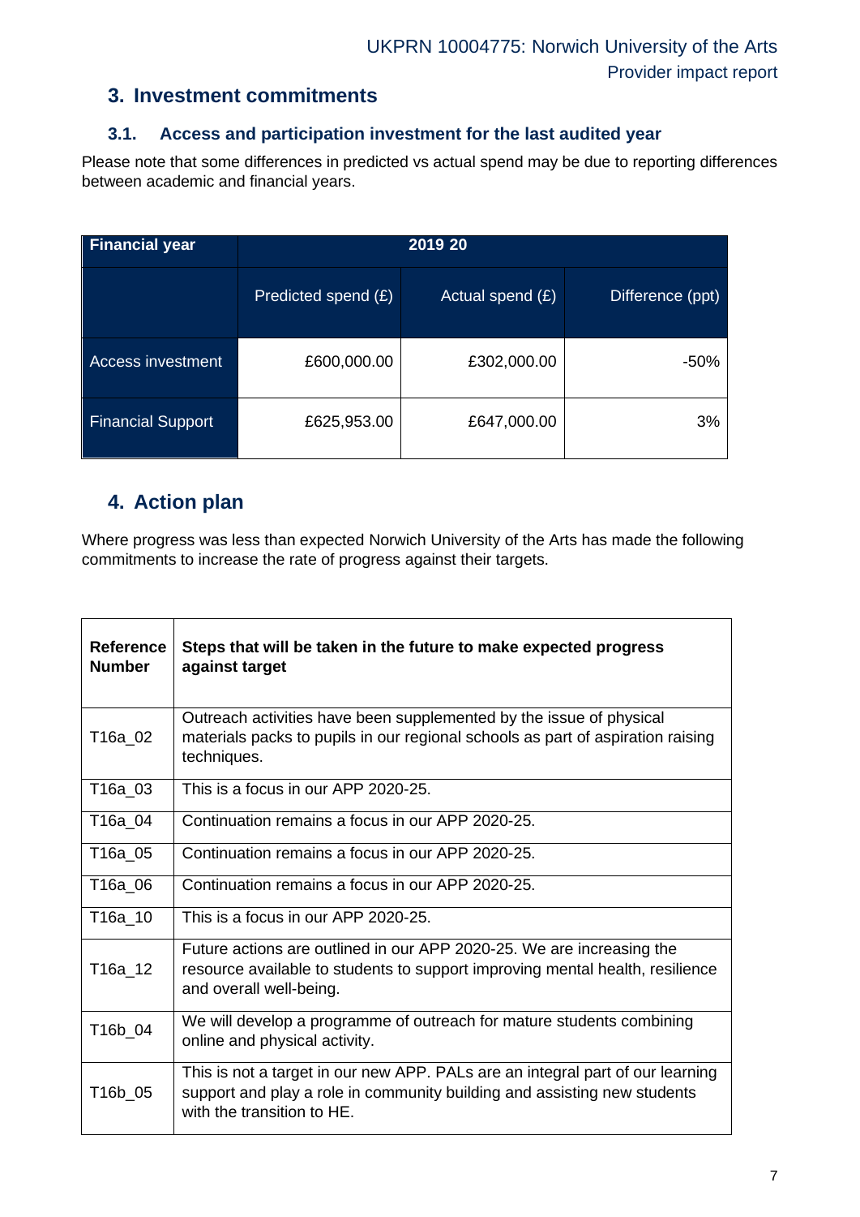## 3. Investment commitments

### 3.1. Access and participation investment for the last audited year

Please note that some differences in predicted vs actual spend may be due to reporting differences between academic and financial years.

| Financial year | 2019 20 | | |
|---|---|---|---|
| | Predicted spend (£) | Actual spend (£) | Difference (ppt) |
| Access investment | £600,000.00 | £302,000.00 | -50% |
| Financial Support | £625,953.00 | £647,000.00 | 3% |

## 4. Action plan

Where progress was less than expected Norwich University of the Arts has made the following commitments to increase the rate of progress against their targets.

| Reference Number | Steps that will be taken in the future to make expected progress against target |
|---|---|
| T16a_02 | Outreach activities have been supplemented by the issue of physical materials packs to pupils in our regional schools as part of aspiration raising techniques. |
| T16a_03 | This is a focus in our APP 2020-25. |
| T16a_04 | Continuation remains a focus in our APP 2020-25. |
| T16a_05 | Continuation remains a focus in our APP 2020-25. |
| T16a_06 | Continuation remains a focus in our APP 2020-25. |
| T16a_10 | This is a focus in our APP 2020-25. |
| T16a_12 | Future actions are outlined in our APP 2020-25. We are increasing the resource available to students to support improving mental health, resilience and overall well-being. |
| T16b_04 | We will develop a programme of outreach for mature students combining online and physical activity. |
| T16b_05 | This is not a target in our new APP. PALs are an integral part of our learning support and play a role in community building and assisting new students with the transition to HE. |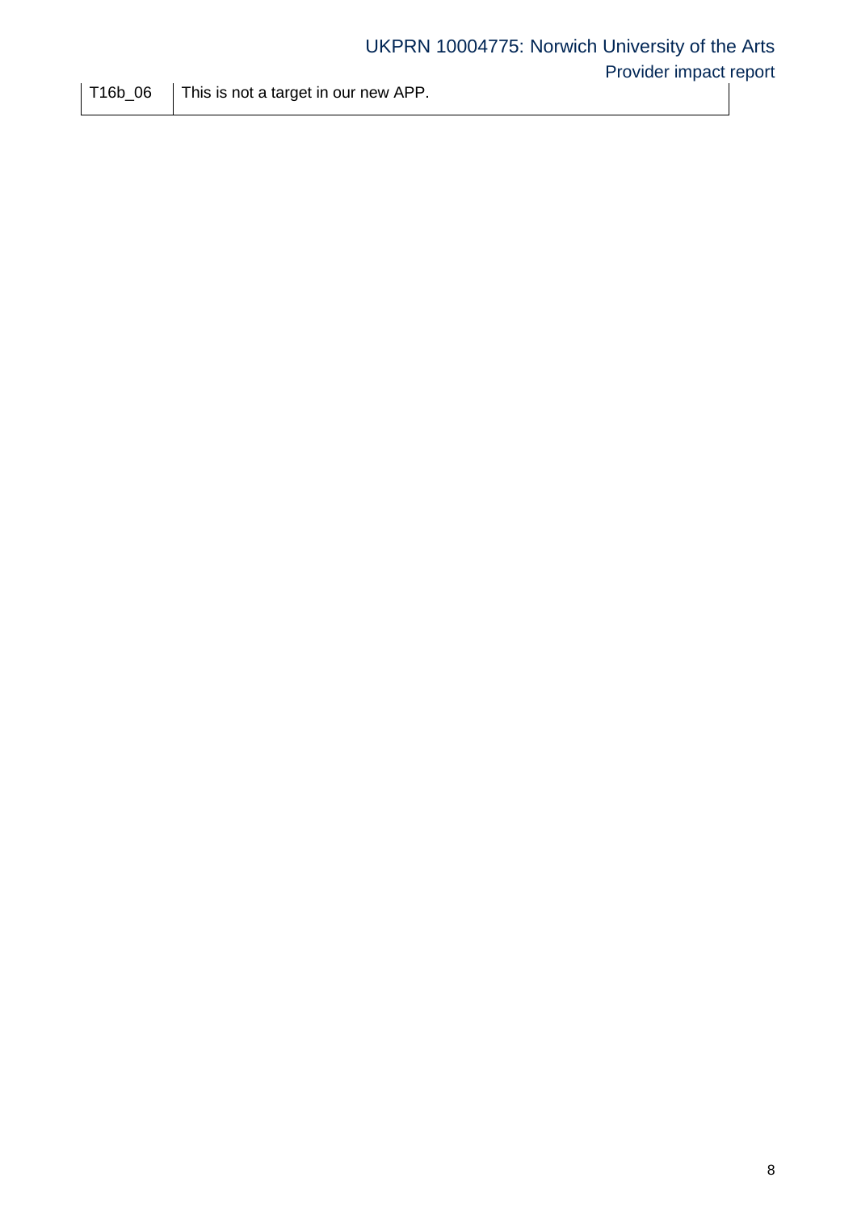| | |
|---|---|
| T16b_06 | This is not a target in our new APP. |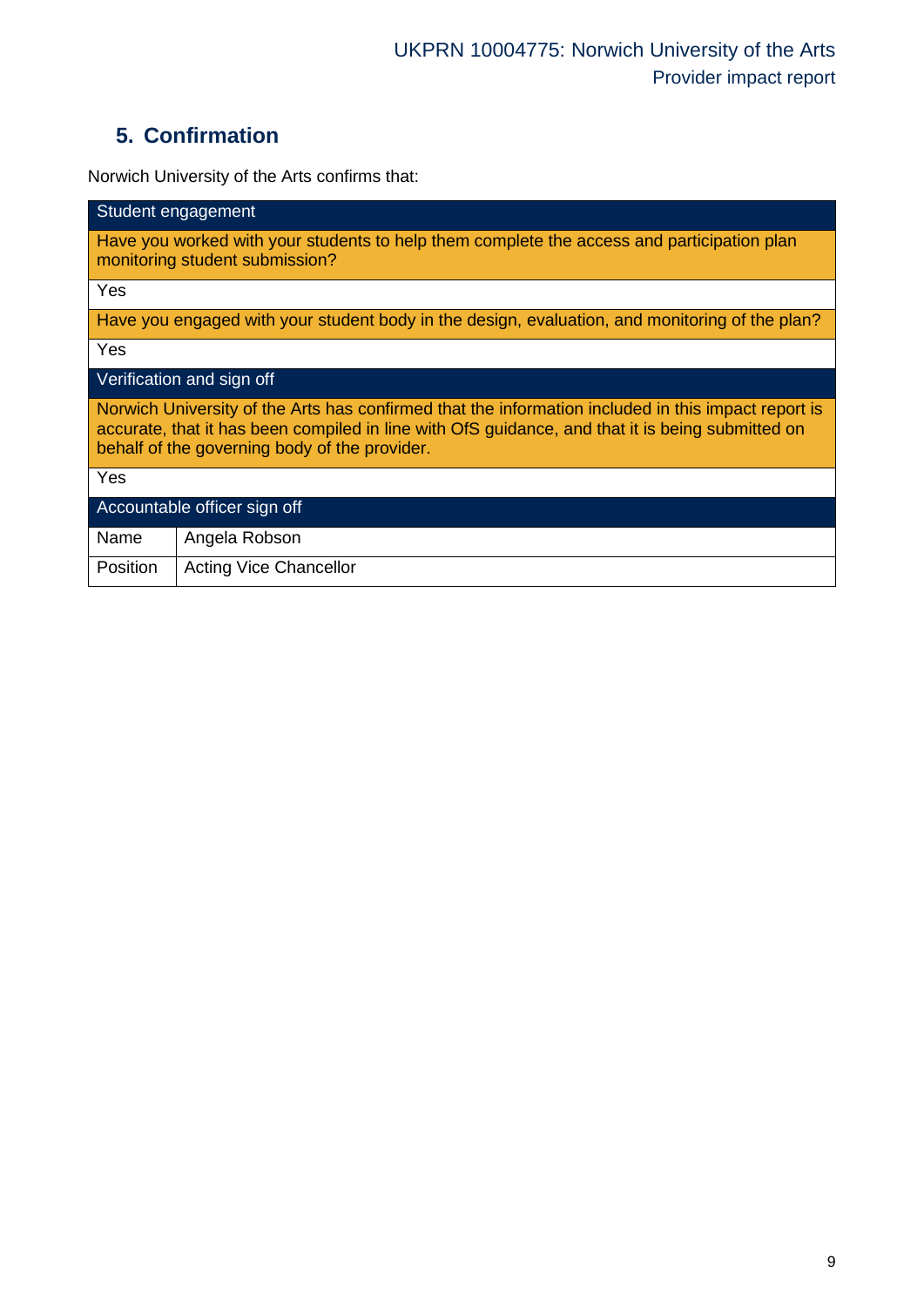## 5. Confirmation

Norwich University of the Arts confirms that:

| Student engagement | |
|---|---|
| Have you worked with your students to help them complete the access and participation plan monitoring student submission? | |
| Yes | |
| Have you engaged with your student body in the design, evaluation, and monitoring of the plan? | |
| Yes | |
| **Verification and sign off** | |
| Norwich University of the Arts has confirmed that the information included in this impact report is accurate, that it has been compiled in line with OfS guidance, and that it is being submitted on behalf of the governing body of the provider. | |
| Yes | |
| **Accountable officer sign off** | |
| Name | Angela Robson |
| Position | Acting Vice Chancellor |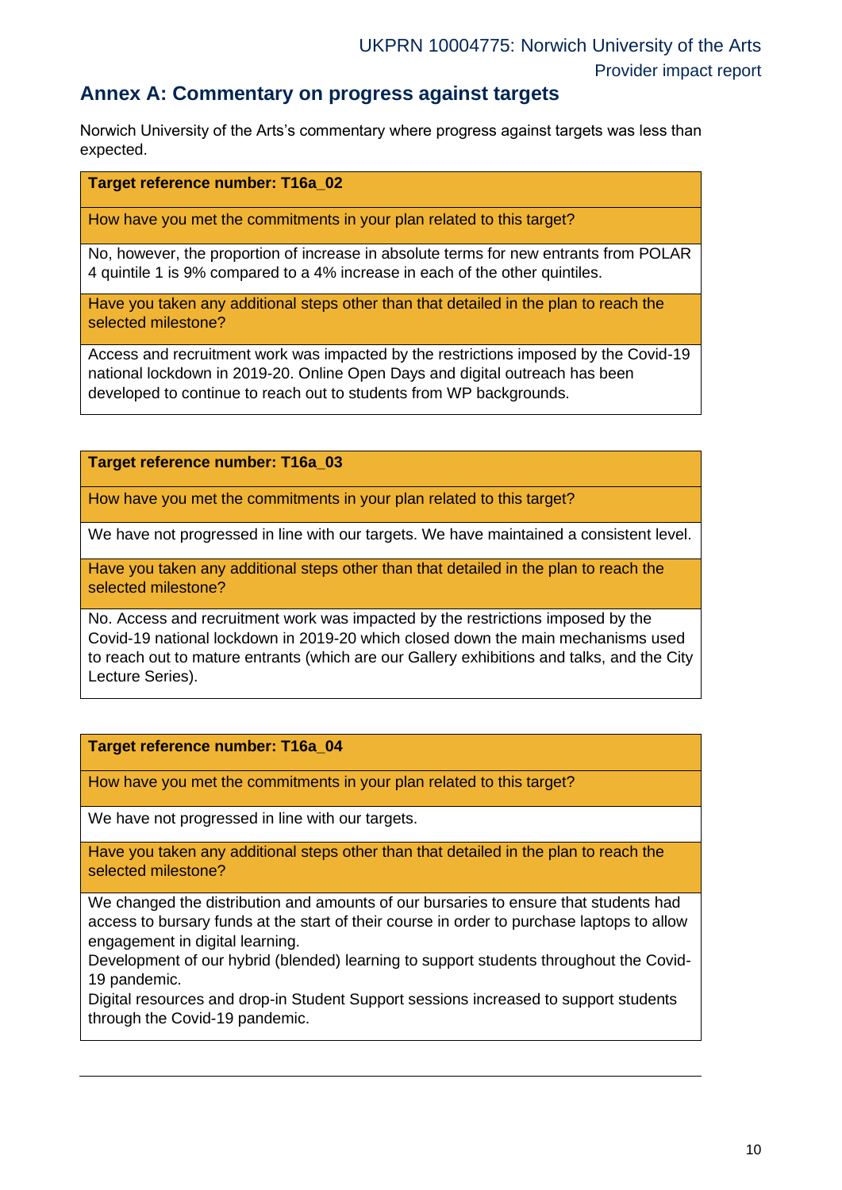## Annex A: Commentary on progress against targets

Norwich University of the Arts's commentary where progress against targets was less than expected.

| **Target reference number: T16a_02** |
|---|
| How have you met the commitments in your plan related to this target? |
| No, however, the proportion of increase in absolute terms for new entrants from POLAR 4 quintile 1 is 9% compared to a 4% increase in each of the other quintiles. |
| Have you taken any additional steps other than that detailed in the plan to reach the selected milestone? |
| Access and recruitment work was impacted by the restrictions imposed by the Covid-19 national lockdown in 2019-20. Online Open Days and digital outreach has been developed to continue to reach out to students from WP backgrounds. |

| **Target reference number: T16a_03** |
|---|
| How have you met the commitments in your plan related to this target? |
| We have not progressed in line with our targets. We have maintained a consistent level. |
| Have you taken any additional steps other than that detailed in the plan to reach the selected milestone? |
| No. Access and recruitment work was impacted by the restrictions imposed by the Covid-19 national lockdown in 2019-20 which closed down the main mechanisms used to reach out to mature entrants (which are our Gallery exhibitions and talks, and the City Lecture Series). |

| **Target reference number: T16a_04** |
|---|
| How have you met the commitments in your plan related to this target? |
| We have not progressed in line with our targets. |
| Have you taken any additional steps other than that detailed in the plan to reach the selected milestone? |
| We changed the distribution and amounts of our bursaries to ensure that students had access to bursary funds at the start of their course in order to purchase laptops to allow engagement in digital learning.<br>Development of our hybrid (blended) learning to support students throughout the Covid-19 pandemic.<br>Digital resources and drop-in Student Support sessions increased to support students through the Covid-19 pandemic. |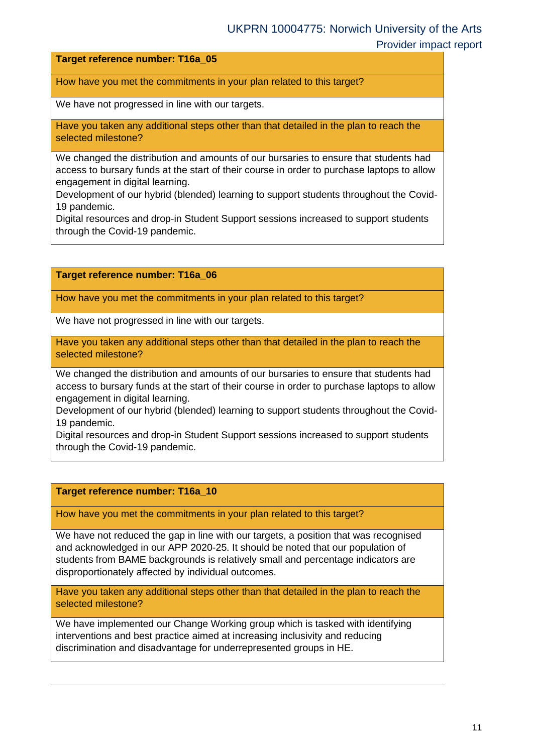| Target reference number: T16a_05 |
| --- |
| How have you met the commitments in your plan related to this target? |
| We have not progressed in line with our targets. |
| Have you taken any additional steps other than that detailed in the plan to reach the selected milestone? |
| We changed the distribution and amounts of our bursaries to ensure that students had access to bursary funds at the start of their course in order to purchase laptops to allow engagement in digital learning.<br>Development of our hybrid (blended) learning to support students throughout the Covid-19 pandemic.<br>Digital resources and drop-in Student Support sessions increased to support students through the Covid-19 pandemic. |

| Target reference number: T16a_06 |
| --- |
| How have you met the commitments in your plan related to this target? |
| We have not progressed in line with our targets. |
| Have you taken any additional steps other than that detailed in the plan to reach the selected milestone? |
| We changed the distribution and amounts of our bursaries to ensure that students had access to bursary funds at the start of their course in order to purchase laptops to allow engagement in digital learning.<br>Development of our hybrid (blended) learning to support students throughout the Covid-19 pandemic.<br>Digital resources and drop-in Student Support sessions increased to support students through the Covid-19 pandemic. |

| Target reference number: T16a_10 |
| --- |
| How have you met the commitments in your plan related to this target? |
| We have not reduced the gap in line with our targets, a position that was recognised and acknowledged in our APP 2020-25. It should be noted that our population of students from BAME backgrounds is relatively small and percentage indicators are disproportionately affected by individual outcomes. |
| Have you taken any additional steps other than that detailed in the plan to reach the selected milestone? |
| We have implemented our Change Working group which is tasked with identifying interventions and best practice aimed at increasing inclusivity and reducing discrimination and disadvantage for underrepresented groups in HE. |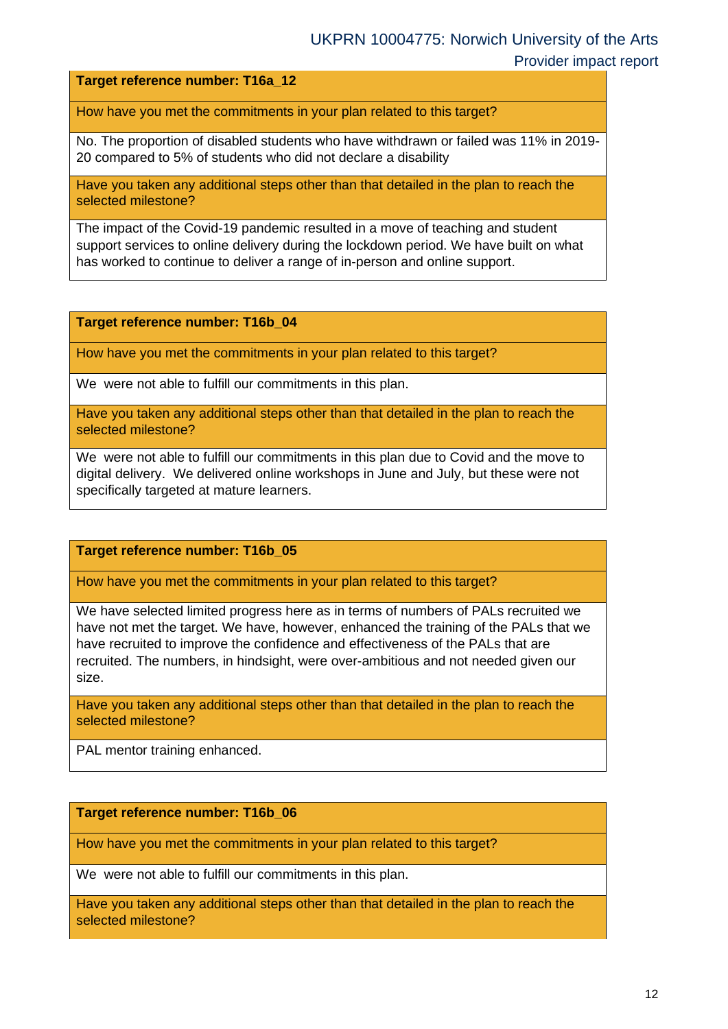**Target reference number: T16a_12**

How have you met the commitments in your plan related to this target?

No. The proportion of disabled students who have withdrawn or failed was 11% in 2019-20 compared to 5% of students who did not declare a disability

Have you taken any additional steps other than that detailed in the plan to reach the selected milestone?

The impact of the Covid-19 pandemic resulted in a move of teaching and student support services to online delivery during the lockdown period. We have built on what has worked to continue to deliver a range of in-person and online support.

**Target reference number: T16b_04**

How have you met the commitments in your plan related to this target?

We were not able to fulfill our commitments in this plan.

Have you taken any additional steps other than that detailed in the plan to reach the selected milestone?

We were not able to fulfill our commitments in this plan due to Covid and the move to digital delivery. We delivered online workshops in June and July, but these were not specifically targeted at mature learners.

**Target reference number: T16b_05**

How have you met the commitments in your plan related to this target?

We have selected limited progress here as in terms of numbers of PALs recruited we have not met the target. We have, however, enhanced the training of the PALs that we have recruited to improve the confidence and effectiveness of the PALs that are recruited. The numbers, in hindsight, were over-ambitious and not needed given our size.

Have you taken any additional steps other than that detailed in the plan to reach the selected milestone?

PAL mentor training enhanced.

**Target reference number: T16b_06**

How have you met the commitments in your plan related to this target?

We were not able to fulfill our commitments in this plan.

Have you taken any additional steps other than that detailed in the plan to reach the selected milestone?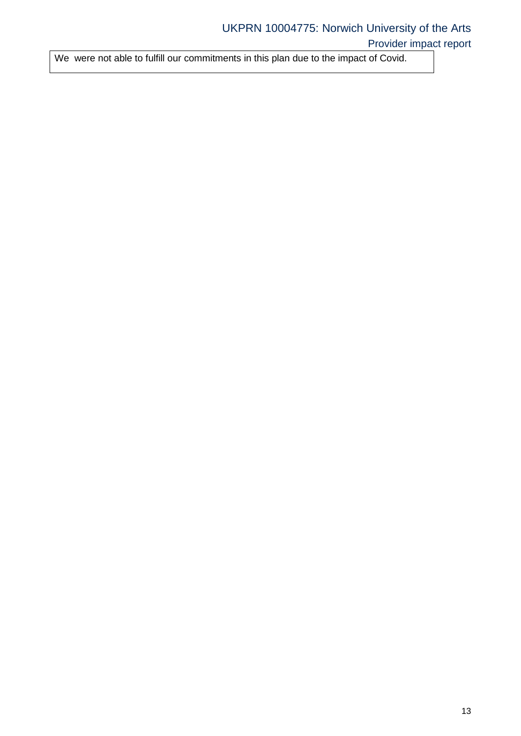We were not able to fulfill our commitments in this plan due to the impact of Covid.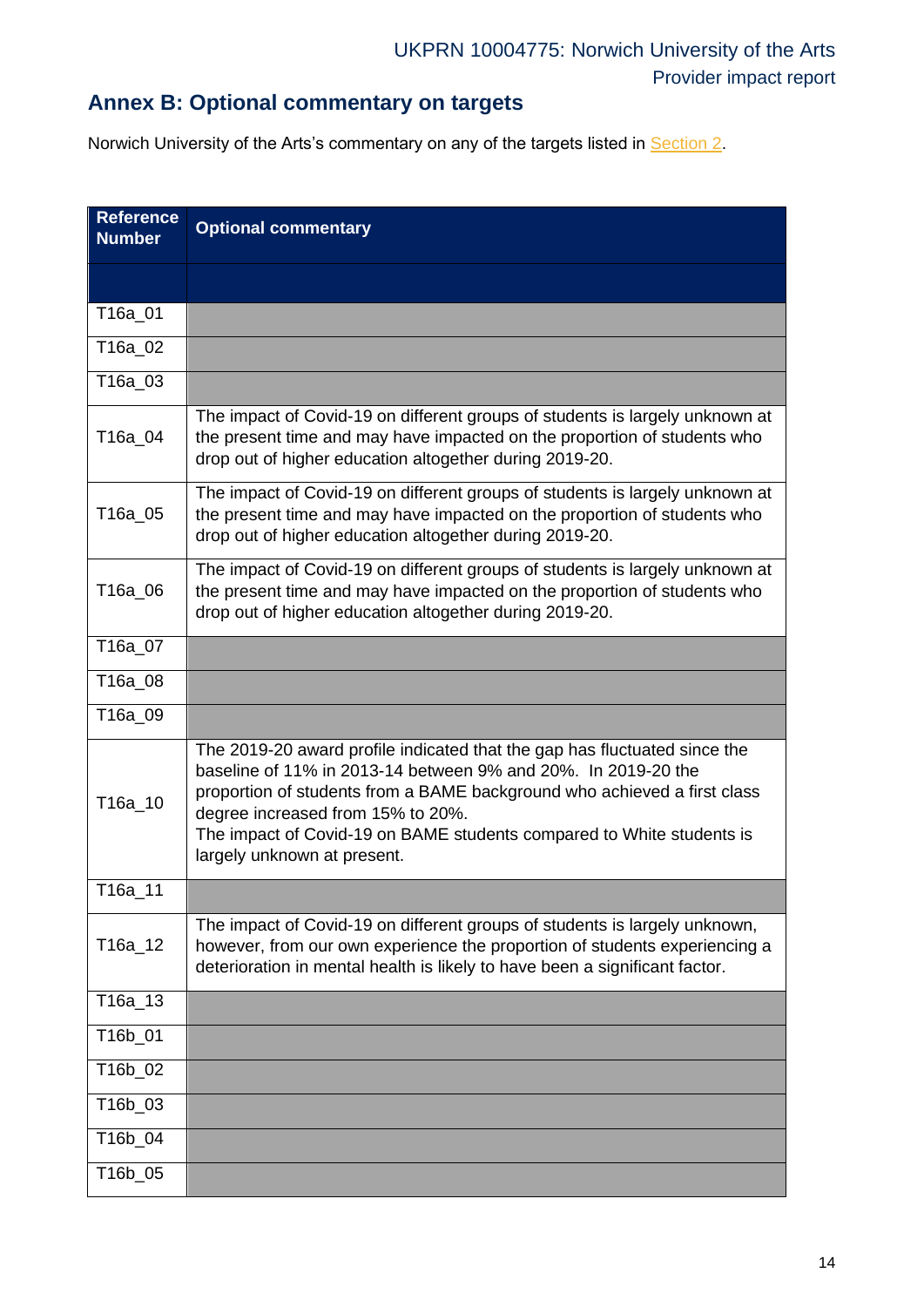## Annex B: Optional commentary on targets

Norwich University of the Arts's commentary on any of the targets listed in Section 2.

| Reference Number | Optional commentary |
|---|---|
| | |
| T16a_01 | |
| T16a_02 | |
| T16a_03 | |
| T16a_04 | The impact of Covid-19 on different groups of students is largely unknown at the present time and may have impacted on the proportion of students who drop out of higher education altogether during 2019-20. |
| T16a_05 | The impact of Covid-19 on different groups of students is largely unknown at the present time and may have impacted on the proportion of students who drop out of higher education altogether during 2019-20. |
| T16a_06 | The impact of Covid-19 on different groups of students is largely unknown at the present time and may have impacted on the proportion of students who drop out of higher education altogether during 2019-20. |
| T16a_07 | |
| T16a_08 | |
| T16a_09 | |
| T16a_10 | The 2019-20 award profile indicated that the gap has fluctuated since the baseline of 11% in 2013-14 between 9% and 20%. In 2019-20 the proportion of students from a BAME background who achieved a first class degree increased from 15% to 20%.<br>The impact of Covid-19 on BAME students compared to White students is largely unknown at present. |
| T16a_11 | |
| T16a_12 | The impact of Covid-19 on different groups of students is largely unknown, however, from our own experience the proportion of students experiencing a deterioration in mental health is likely to have been a significant factor. |
| T16a_13 | |
| T16b_01 | |
| T16b_02 | |
| T16b_03 | |
| T16b_04 | |
| T16b_05 | |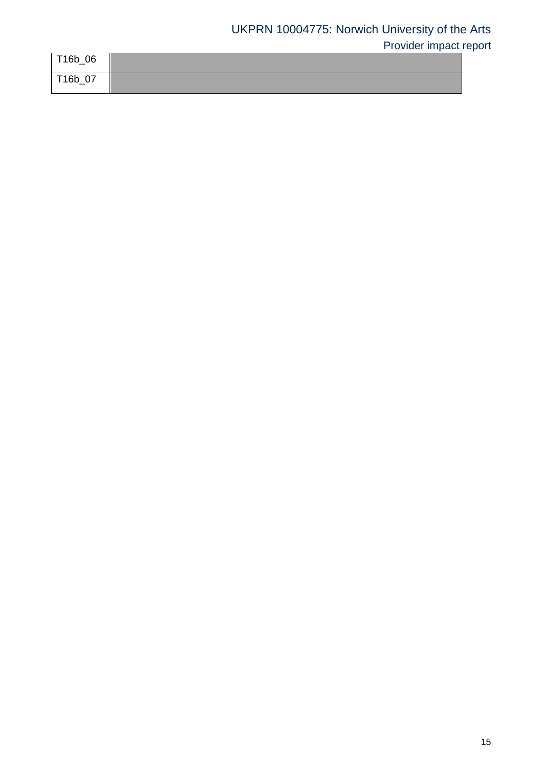| | |
|---|---|
| T16b_06 | |
| T16b_07 | |